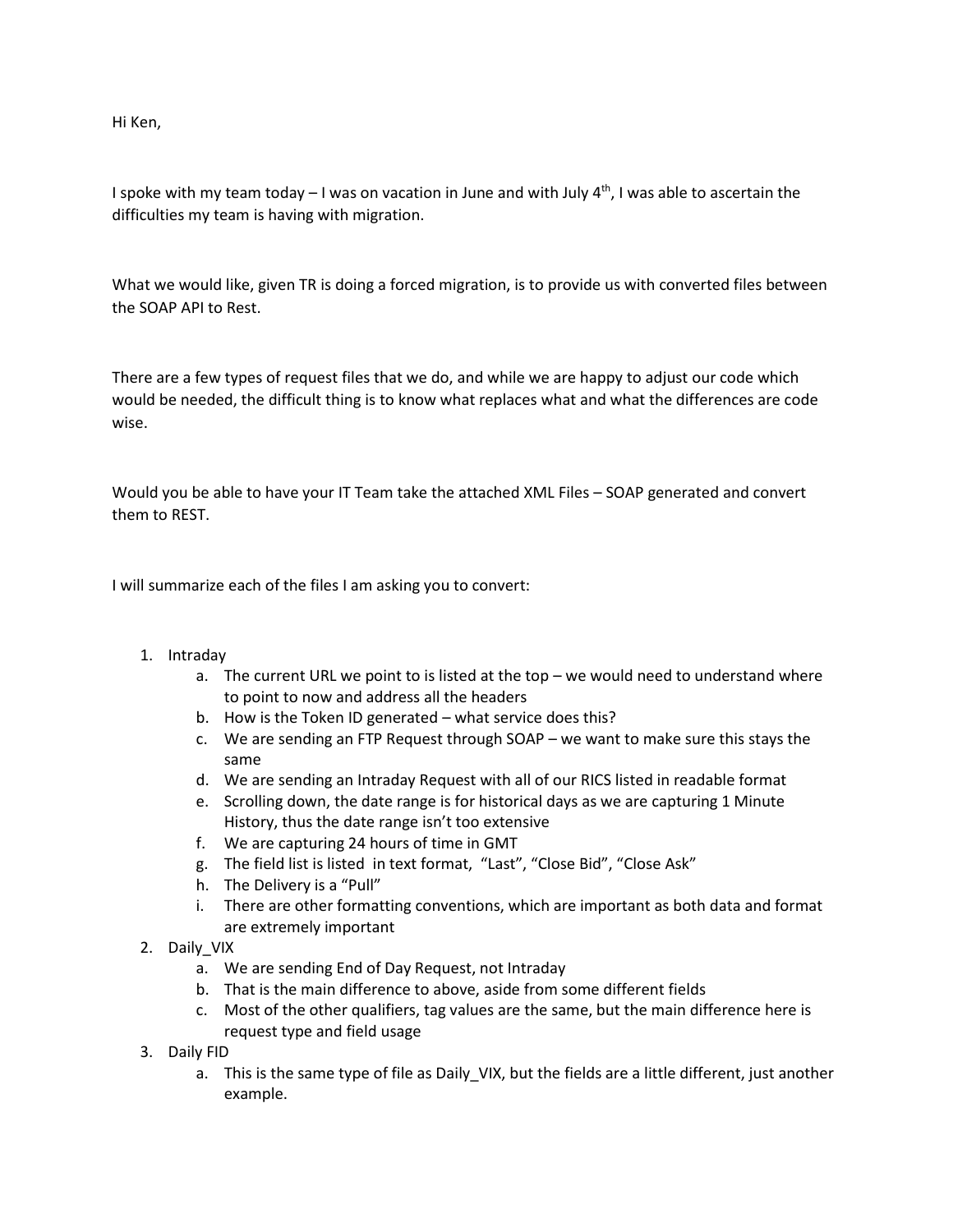Hi Ken,

I spoke with my team today – I was on vacation in June and with July 4th, I was able to ascertain the difficulties my team is having with migration.

What we would like, given TR is doing a forced migration, is to provide us with converted files between the SOAP API to Rest.

There are a few types of request files that we do, and while we are happy to adjust our code which would be needed, the difficult thing is to know what replaces what and what the differences are code wise.

Would you be able to have your IT Team take the attached XML Files – SOAP generated and convert them to REST.

I will summarize each of the files I am asking you to convert:

1. Intraday
   a. The current URL we point to is listed at the top – we would need to understand where to point to now and address all the headers
   b. How is the Token ID generated – what service does this?
   c. We are sending an FTP Request through SOAP – we want to make sure this stays the same
   d. We are sending an Intraday Request with all of our RICS listed in readable format
   e. Scrolling down, the date range is for historical days as we are capturing 1 Minute History, thus the date range isn't too extensive
   f. We are capturing 24 hours of time in GMT
   g. The field list is listed in text format, "Last", "Close Bid", "Close Ask"
   h. The Delivery is a "Pull"
   i. There are other formatting conventions, which are important as both data and format are extremely important
2. Daily_VIX
   a. We are sending End of Day Request, not Intraday
   b. That is the main difference to above, aside from some different fields
   c. Most of the other qualifiers, tag values are the same, but the main difference here is request type and field usage
3. Daily FID
   a. This is the same type of file as Daily_VIX, but the fields are a little different, just another example.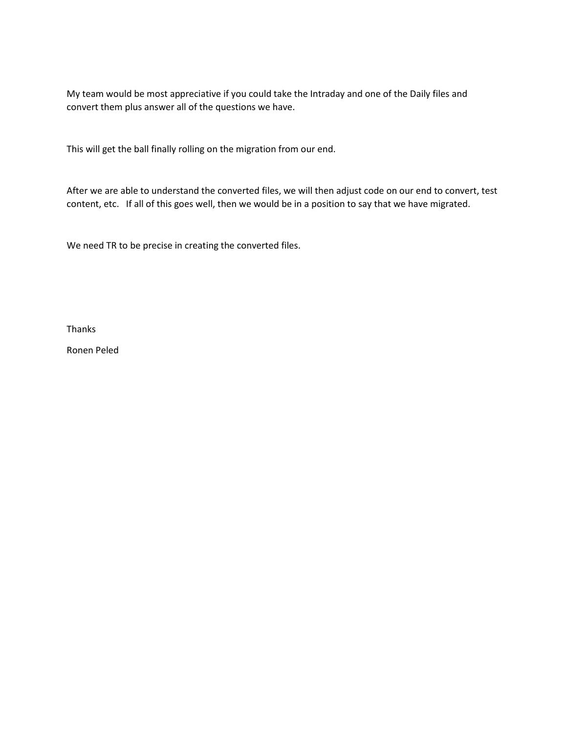My team would be most appreciative if you could take the Intraday and one of the Daily files and convert them plus answer all of the questions we have.

This will get the ball finally rolling on the migration from our end.

After we are able to understand the converted files, we will then adjust code on our end to convert, test content, etc. If all of this goes well, then we would be in a position to say that we have migrated.

We need TR to be precise in creating the converted files.

Thanks

Ronen Peled